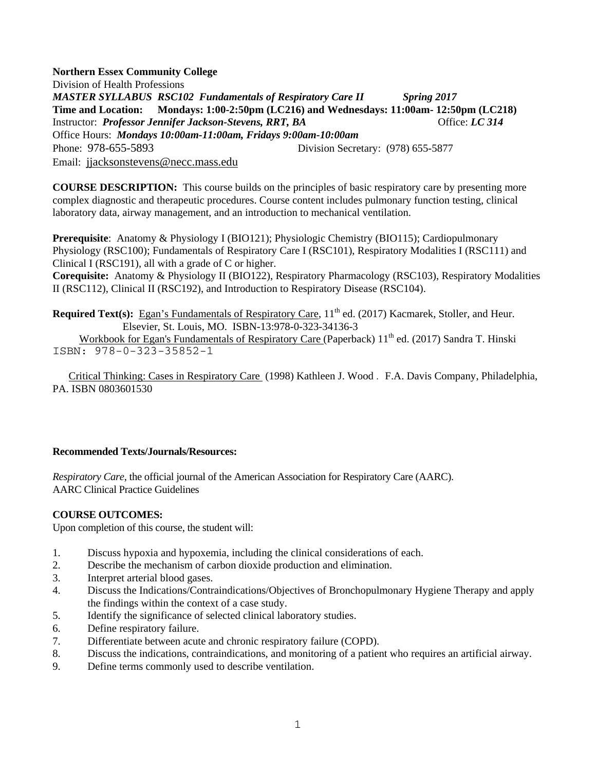**Northern Essex Community College**
Division of Health Professions
***MASTER SYLLABUS RSC102 Fundamentals of Respiratory Care II Spring 2017***
**Time and Location: Mondays: 1:00-2:50pm (LC216) and Wednesdays: 11:00am- 12:50pm (LC218)**
Instructor: ***Professor Jennifer Jackson-Stevens, RRT, BA*** Office: ***LC 314***
Office Hours: ***Mondays 10:00am-11:00am, Fridays 9:00am-10:00am***
Phone: 978-655-5893 Division Secretary: (978) 655-5877
Email: jjacksonstevens@necc.mass.edu

**COURSE DESCRIPTION:** This course builds on the principles of basic respiratory care by presenting more complex diagnostic and therapeutic procedures. Course content includes pulmonary function testing, clinical laboratory data, airway management, and an introduction to mechanical ventilation.

**Prerequisite**: Anatomy & Physiology I (BIO121); Physiologic Chemistry (BIO115); Cardiopulmonary Physiology (RSC100); Fundamentals of Respiratory Care I (RSC101), Respiratory Modalities I (RSC111) and Clinical I (RSC191), all with a grade of C or higher.
**Corequisite:** Anatomy & Physiology II (BIO122), Respiratory Pharmacology (RSC103), Respiratory Modalities II (RSC112), Clinical II (RSC192), and Introduction to Respiratory Disease (RSC104).

**Required Text(s):** Egan's Fundamentals of Respiratory Care, 11th ed. (2017) Kacmarek, Stoller, and Heur. Elsevier, St. Louis, MO. ISBN-13:978-0-323-34136-3
Workbook for Egan's Fundamentals of Respiratory Care (Paperback) 11th ed. (2017) Sandra T. Hinski ISBN: 978-0-323-35852-1

Critical Thinking: Cases in Respiratory Care (1998) Kathleen J. Wood . F.A. Davis Company, Philadelphia, PA. ISBN 0803601530

**Recommended Texts/Journals/Resources:**

*Respiratory Care*, the official journal of the American Association for Respiratory Care (AARC).
AARC Clinical Practice Guidelines

**COURSE OUTCOMES:**
Upon completion of this course, the student will:

1. Discuss hypoxia and hypoxemia, including the clinical considerations of each.
2. Describe the mechanism of carbon dioxide production and elimination.
3. Interpret arterial blood gases.
4. Discuss the Indications/Contraindications/Objectives of Bronchopulmonary Hygiene Therapy and apply the findings within the context of a case study.
5. Identify the significance of selected clinical laboratory studies.
6. Define respiratory failure.
7. Differentiate between acute and chronic respiratory failure (COPD).
8. Discuss the indications, contraindications, and monitoring of a patient who requires an artificial airway.
9. Define terms commonly used to describe ventilation.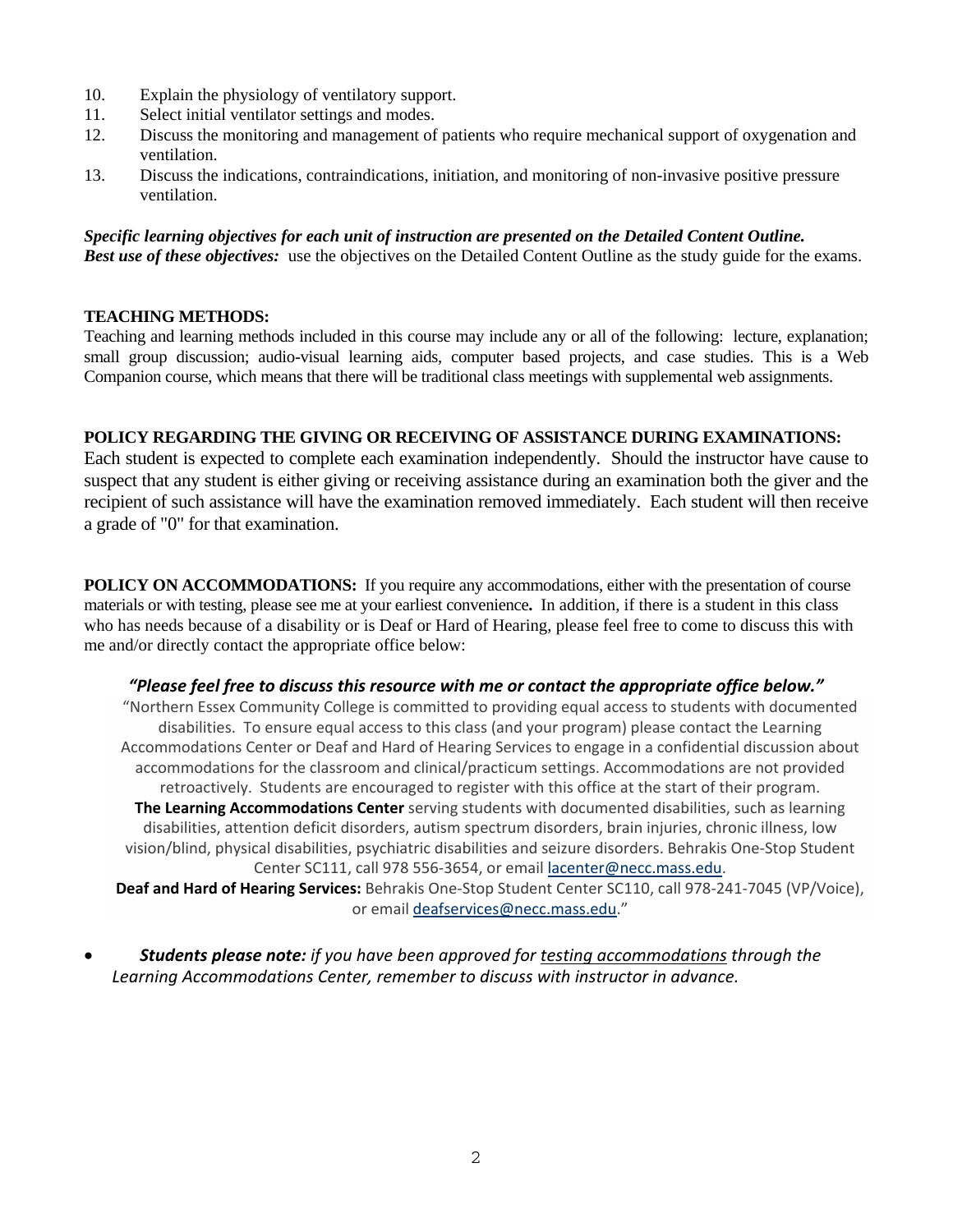10. Explain the physiology of ventilatory support.
11. Select initial ventilator settings and modes.
12. Discuss the monitoring and management of patients who require mechanical support of oxygenation and ventilation.
13. Discuss the indications, contraindications, initiation, and monitoring of non-invasive positive pressure ventilation.

***Specific learning objectives for each unit of instruction are presented on the Detailed Content Outline.***
***Best use of these objectives:*** use the objectives on the Detailed Content Outline as the study guide for the exams.

**TEACHING METHODS:**

Teaching and learning methods included in this course may include any or all of the following: lecture, explanation; small group discussion; audio-visual learning aids, computer based projects, and case studies. This is a Web Companion course, which means that there will be traditional class meetings with supplemental web assignments.

**POLICY REGARDING THE GIVING OR RECEIVING OF ASSISTANCE DURING EXAMINATIONS:**

Each student is expected to complete each examination independently. Should the instructor have cause to suspect that any student is either giving or receiving assistance during an examination both the giver and the recipient of such assistance will have the examination removed immediately. Each student will then receive a grade of "0" for that examination.

**POLICY ON ACCOMMODATIONS:** If you require any accommodations, either with the presentation of course materials or with testing, please see me at your earliest convenience**.** In addition, if there is a student in this class who has needs because of a disability or is Deaf or Hard of Hearing, please feel free to come to discuss this with me and/or directly contact the appropriate office below:

***"Please feel free to discuss this resource with me or contact the appropriate office below."***

"Northern Essex Community College is committed to providing equal access to students with documented disabilities. To ensure equal access to this class (and your program) please contact the Learning Accommodations Center or Deaf and Hard of Hearing Services to engage in a confidential discussion about accommodations for the classroom and clinical/practicum settings. Accommodations are not provided retroactively. Students are encouraged to register with this office at the start of their program.

**The Learning Accommodations Center** serving students with documented disabilities, such as learning disabilities, attention deficit disorders, autism spectrum disorders, brain injuries, chronic illness, low vision/blind, physical disabilities, psychiatric disabilities and seizure disorders. Behrakis One-Stop Student Center SC111, call 978 556-3654, or email lacenter@necc.mass.edu.

**Deaf and Hard of Hearing Services:** Behrakis One-Stop Student Center SC110, call 978-241-7045 (VP/Voice), or email deafservices@necc.mass.edu."

- ***Students please note:*** *if you have been approved for testing accommodations through the Learning Accommodations Center, remember to discuss with instructor in advance.*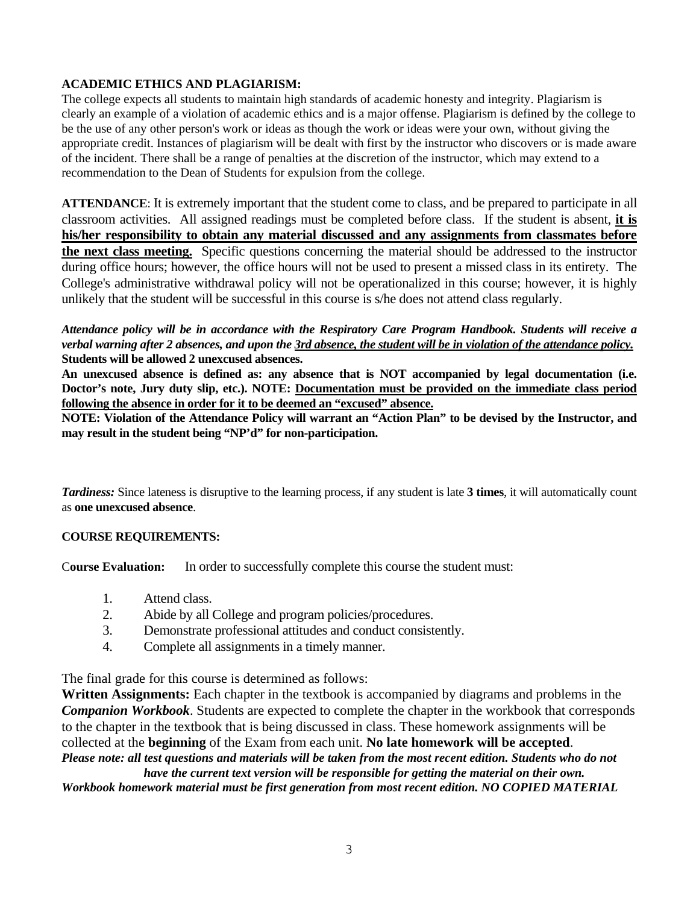**ACADEMIC ETHICS AND PLAGIARISM:**

The college expects all students to maintain high standards of academic honesty and integrity. Plagiarism is clearly an example of a violation of academic ethics and is a major offense. Plagiarism is defined by the college to be the use of any other person's work or ideas as though the work or ideas were your own, without giving the appropriate credit. Instances of plagiarism will be dealt with first by the instructor who discovers or is made aware of the incident. There shall be a range of penalties at the discretion of the instructor, which may extend to a recommendation to the Dean of Students for expulsion from the college.

**ATTENDANCE**: It is extremely important that the student come to class, and be prepared to participate in all classroom activities. All assigned readings must be completed before class. If the student is absent, **it is his/her responsibility to obtain any material discussed and any assignments from classmates before the next class meeting.** Specific questions concerning the material should be addressed to the instructor during office hours; however, the office hours will not be used to present a missed class in its entirety. The College's administrative withdrawal policy will not be operationalized in this course; however, it is highly unlikely that the student will be successful in this course is s/he does not attend class regularly.

***Attendance policy will be in accordance with the Respiratory Care Program Handbook. Students will receive a verbal warning after 2 absences, and upon the 3rd absence, the student will be in violation of the attendance policy.***
**Students will be allowed 2 unexcused absences.**
**An unexcused absence is defined as: any absence that is NOT accompanied by legal documentation (i.e. Doctor's note, Jury duty slip, etc.). NOTE: Documentation must be provided on the immediate class period following the absence in order for it to be deemed an "excused" absence.**
**NOTE: Violation of the Attendance Policy will warrant an "Action Plan" to be devised by the Instructor, and may result in the student being "NP'd" for non-participation.**

***Tardiness:*** Since lateness is disruptive to the learning process, if any student is late **3 times**, it will automatically count as **one unexcused absence**.

**COURSE REQUIREMENTS:**

C**ourse Evaluation:** In order to successfully complete this course the student must:

1. Attend class.
2. Abide by all College and program policies/procedures.
3. Demonstrate professional attitudes and conduct consistently.
4. Complete all assignments in a timely manner.

The final grade for this course is determined as follows:

**Written Assignments:** Each chapter in the textbook is accompanied by diagrams and problems in the ***Companion Workbook***. Students are expected to complete the chapter in the workbook that corresponds to the chapter in the textbook that is being discussed in class. These homework assignments will be collected at the **beginning** of the Exam from each unit. **No late homework will be accepted**.
***Please note: all test questions and materials will be taken from the most recent edition. Students who do not have the current text version will be responsible for getting the material on their own.***
***Workbook homework material must be first generation from most recent edition. NO COPIED MATERIAL***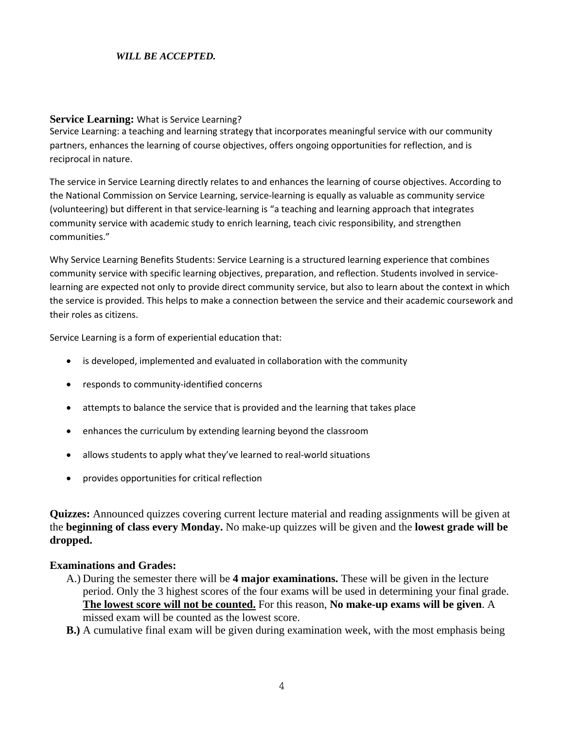***WILL BE ACCEPTED.***

**Service Learning:** What is Service Learning?
Service Learning: a teaching and learning strategy that incorporates meaningful service with our community partners, enhances the learning of course objectives, offers ongoing opportunities for reflection, and is reciprocal in nature.

The service in Service Learning directly relates to and enhances the learning of course objectives. According to the National Commission on Service Learning, service-learning is equally as valuable as community service (volunteering) but different in that service-learning is "a teaching and learning approach that integrates community service with academic study to enrich learning, teach civic responsibility, and strengthen communities."

Why Service Learning Benefits Students: Service Learning is a structured learning experience that combines community service with specific learning objectives, preparation, and reflection. Students involved in service-learning are expected not only to provide direct community service, but also to learn about the context in which the service is provided. This helps to make a connection between the service and their academic coursework and their roles as citizens.

Service Learning is a form of experiential education that:

- is developed, implemented and evaluated in collaboration with the community
- responds to community-identified concerns
- attempts to balance the service that is provided and the learning that takes place
- enhances the curriculum by extending learning beyond the classroom
- allows students to apply what they've learned to real-world situations
- provides opportunities for critical reflection

**Quizzes:** Announced quizzes covering current lecture material and reading assignments will be given at the **beginning of class every Monday.** No make-up quizzes will be given and the **lowest grade will be dropped.**

**Examinations and Grades:**

A.) During the semester there will be **4 major examinations.** These will be given in the lecture period. Only the 3 highest scores of the four exams will be used in determining your final grade. <u>**The lowest score will not be counted.**</u> For this reason, **No make-up exams will be given**. A missed exam will be counted as the lowest score.

**B.)** A cumulative final exam will be given during examination week, with the most emphasis being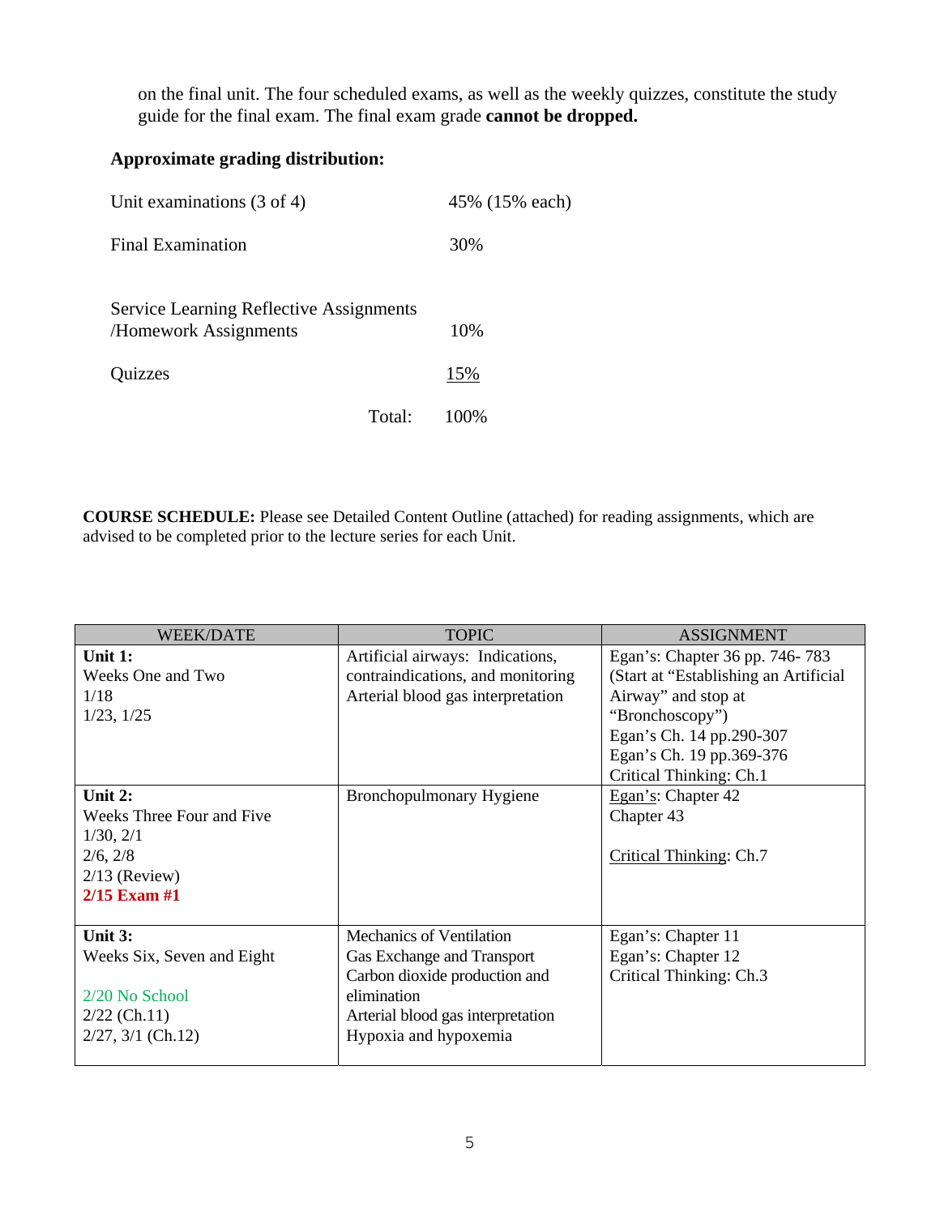on the final unit. The four scheduled exams, as well as the weekly quizzes, constitute the study guide for the final exam. The final exam grade **cannot be dropped.**

**Approximate grading distribution:**

| | |
|---|---|
| Unit examinations (3 of 4) | 45% (15% each) |
| Final Examination | 30% |
| Service Learning Reflective Assignments /Homework Assignments | 10% |
| Quizzes | 15% |
| Total: | 100% |

**COURSE SCHEDULE:** Please see Detailed Content Outline (attached) for reading assignments, which are advised to be completed prior to the lecture series for each Unit.

| WEEK/DATE | TOPIC | ASSIGNMENT |
|---|---|---|
| **Unit 1:**<br>Weeks One and Two<br>1/18<br>1/23, 1/25 | Artificial airways: Indications, contraindications, and monitoring<br>Arterial blood gas interpretation | Egan's: Chapter 36 pp. 746- 783 (Start at "Establishing an Artificial Airway" and stop at "Bronchoscopy")<br>Egan's Ch. 14 pp.290-307<br>Egan's Ch. 19 pp.369-376<br>Critical Thinking: Ch.1 |
| **Unit 2:**<br>Weeks Three Four and Five<br>1/30, 2/1<br>2/6, 2/8<br>2/13 (Review)<br>**2/15 Exam #1** | Bronchopulmonary Hygiene | Egan's: Chapter 42<br>Chapter 43<br><br>Critical Thinking: Ch.7 |
| **Unit 3:**<br>Weeks Six, Seven and Eight<br><br>2/20 No School<br>2/22 (Ch.11)<br>2/27, 3/1 (Ch.12) | Mechanics of Ventilation<br>Gas Exchange and Transport<br>Carbon dioxide production and elimination<br>Arterial blood gas interpretation<br>Hypoxia and hypoxemia | Egan's: Chapter 11<br>Egan's: Chapter 12<br>Critical Thinking: Ch.3 |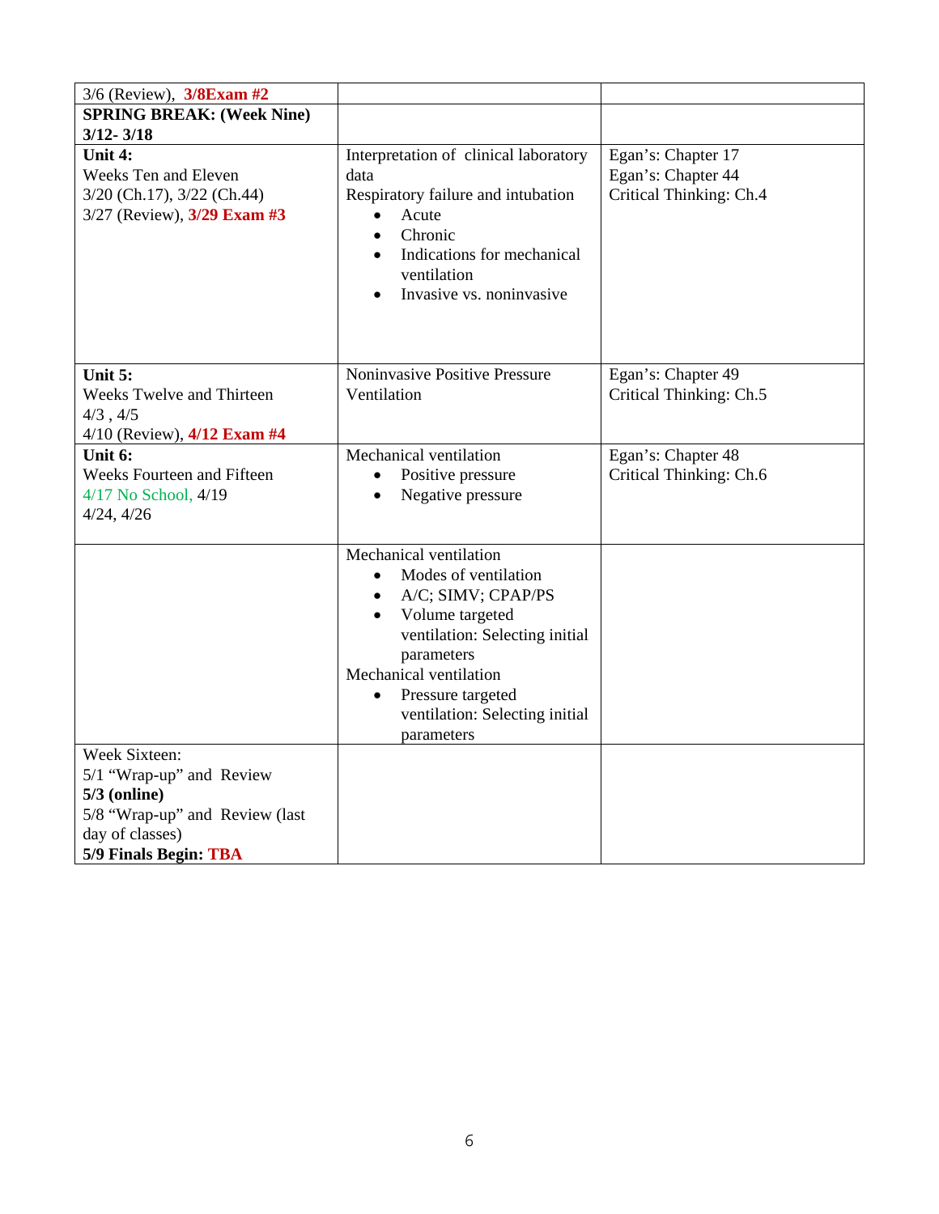| | | |
|---|---|---|
| 3/6 (Review), **3/8Exam #2** | | |
| **SPRING BREAK: (Week Nine)**<br>**3/12- 3/18** | | |
| **Unit 4:**<br>Weeks Ten and Eleven<br>3/20 (Ch.17), 3/22 (Ch.44)<br>3/27 (Review), **3/29 Exam #3** | Interpretation of clinical laboratory data<br>Respiratory failure and intubation<br>• Acute<br>• Chronic<br>• Indications for mechanical ventilation<br>• Invasive vs. noninvasive | Egan's: Chapter 17<br>Egan's: Chapter 44<br>Critical Thinking: Ch.4 |
| **Unit 5:**<br>Weeks Twelve and Thirteen<br>4/3 , 4/5<br>4/10 (Review), **4/12 Exam #4** | Noninvasive Positive Pressure Ventilation | Egan's: Chapter 49<br>Critical Thinking: Ch.5 |
| **Unit 6:**<br>Weeks Fourteen and Fifteen<br>4/17 No School, 4/19<br>4/24, 4/26 | Mechanical ventilation<br>• Positive pressure<br>• Negative pressure | Egan's: Chapter 48<br>Critical Thinking: Ch.6 |
| | Mechanical ventilation<br>• Modes of ventilation<br>• A/C; SIMV; CPAP/PS<br>• Volume targeted ventilation: Selecting initial parameters<br>Mechanical ventilation<br>• Pressure targeted ventilation: Selecting initial parameters | |
| Week Sixteen:<br>5/1 "Wrap-up" and Review<br>**5/3 (online)**<br>5/8 "Wrap-up" and Review (last day of classes)<br>**5/9 Finals Begin: TBA** | | |